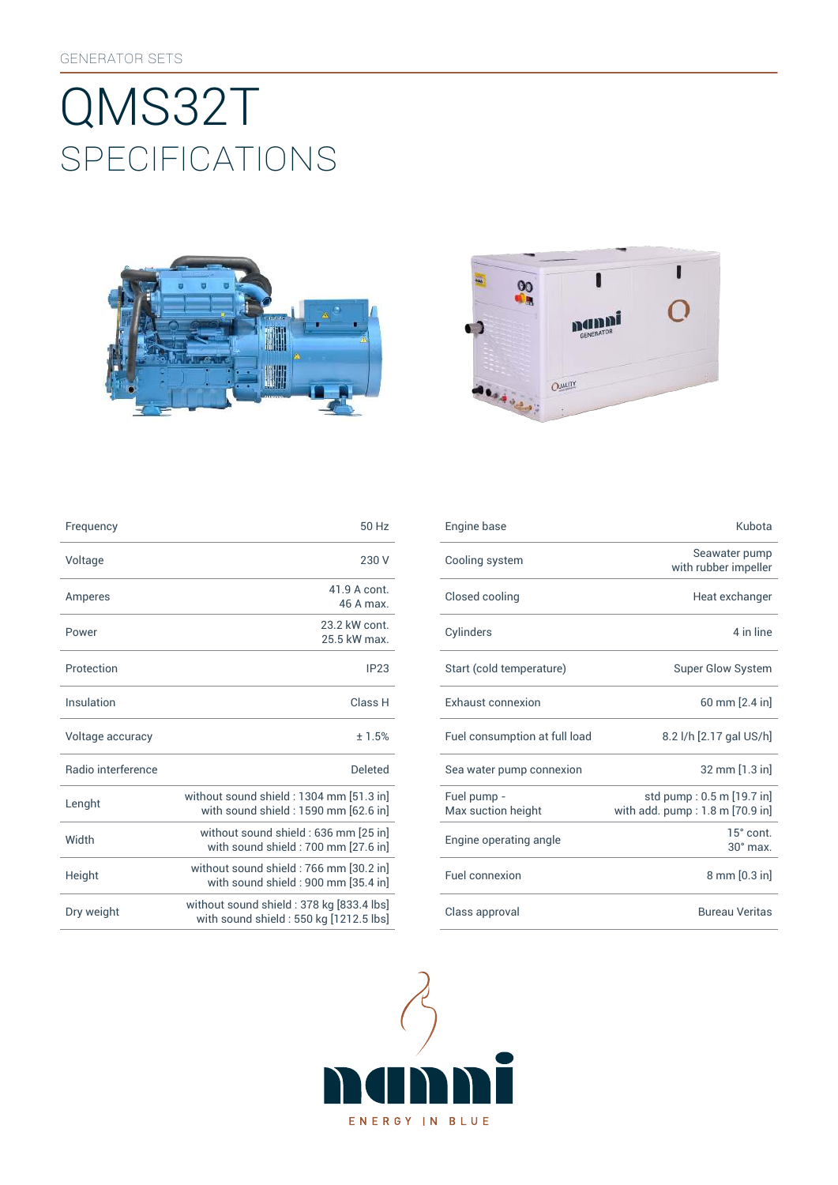GENERATOR SETS

# QMS32T

## SPECIFICATIONS

| Frequency | 50 Hz |
|---|---|
| Voltage | 230 V |
| Amperes | 41.9 A cont.<br>46 A max. |
| Power | 23.2 kW cont.<br>25.5 kW max. |
| Protection | IP23 |
| Insulation | Class H |
| Voltage accuracy | ± 1.5% |
| Radio interference | Deleted |
| Lenght | without sound shield : 1304 mm [51.3 in]<br>with sound shield : 1590 mm [62.6 in] |
| Width | without sound shield : 636 mm [25 in]<br>with sound shield : 700 mm [27.6 in] |
| Height | without sound shield : 766 mm [30.2 in]<br>with sound shield : 900 mm [35.4 in] |
| Dry weight | without sound shield : 378 kg [833.4 lbs]<br>with sound shield : 550 kg [1212.5 lbs] |

| Engine base | Kubota |
|---|---|
| Cooling system | Seawater pump<br>with rubber impeller |
| Closed cooling | Heat exchanger |
| Cylinders | 4 in line |
| Start (cold temperature) | Super Glow System |
| Exhaust connexion | 60 mm [2.4 in] |
| Fuel consumption at full load | 8.2 l/h [2.17 gal US/h] |
| Sea water pump connexion | 32 mm [1.3 in] |
| Fuel pump -<br>Max suction height | std pump : 0.5 m [19.7 in]<br>with add. pump : 1.8 m [70.9 in] |
| Engine operating angle | 15° cont.<br>30° max. |
| Fuel connexion | 8 mm [0.3 in] |
| Class approval | Bureau Veritas |

nanni

ENERGY IN BLUE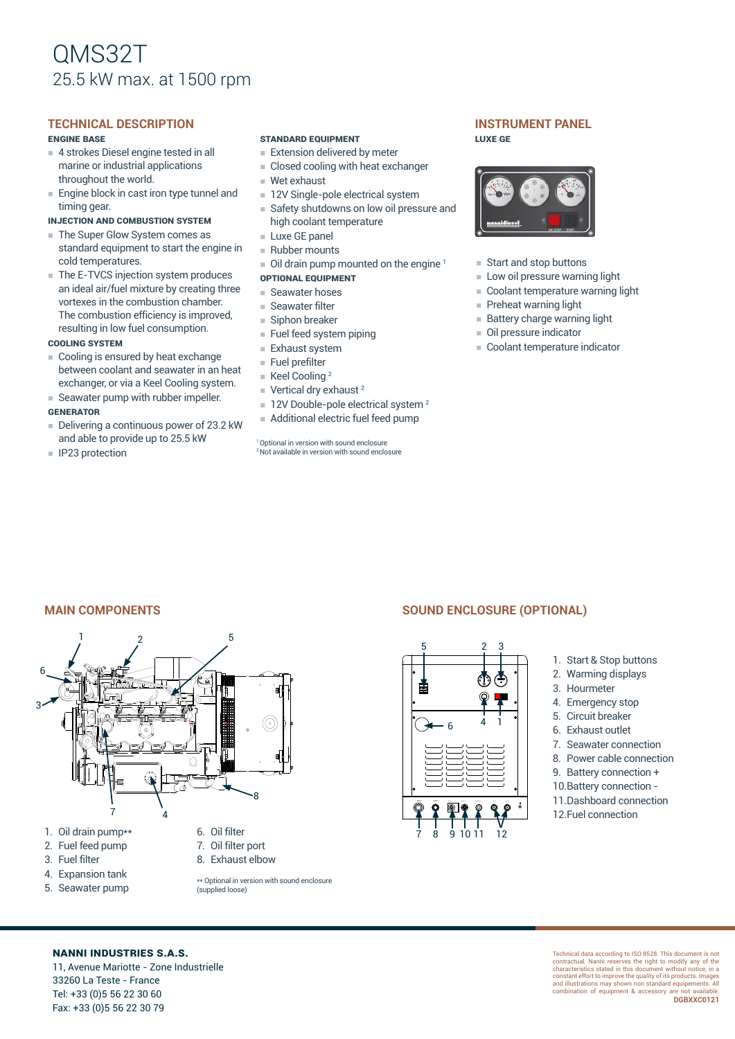# QMS32T

## 25.5 kW max. at 1500 rpm

## TECHNICAL DESCRIPTION

### ENGINE BASE

- 4 strokes Diesel engine tested in all marine or industrial applications throughout the world.
- Engine block in cast iron type tunnel and timing gear.

### INJECTION AND COMBUSTION SYSTEM

- The Super Glow System comes as standard equipment to start the engine in cold temperatures.
- The E-TVCS injection system produces an ideal air/fuel mixture by creating three vortexes in the combustion chamber. The combustion efficiency is improved, resulting in low fuel consumption.

### COOLING SYSTEM

- Cooling is ensured by heat exchange between coolant and seawater in an heat exchanger, or via a Keel Cooling system.
- Seawater pump with rubber impeller.

### GENERATOR

- Delivering a continuous power of 23.2 kW and able to provide up to 25.5 kW
- IP23 protection

### STANDARD EQUIPMENT

- Extension delivered by meter
- Closed cooling with heat exchanger
- Wet exhaust
- 12V Single-pole electrical system
- Safety shutdowns on low oil pressure and high coolant temperature
- Luxe GE panel
- Rubber mounts
- Oil drain pump mounted on the engine [1]

### OPTIONAL EQUIPMENT

- Seawater hoses
- Seawater filter
- Siphon breaker
- Fuel feed system piping
- Exhaust system
- Fuel prefilter
- Keel Cooling [2]
- Vertical dry exhaust [2]
- 12V Double-pole electrical system [2]
- Additional electric fuel feed pump

[1] Optional in version with sound enclosure
[2] Not available in version with sound enclosure

## INSTRUMENT PANEL

### LUXE GE

- Start and stop buttons
- Low oil pressure warning light
- Coolant temperature warning light
- Preheat warning light
- Battery charge warning light
- Oil pressure indicator
- Coolant temperature indicator

## MAIN COMPONENTS

1. Oil drain pump**
2. Fuel feed pump
3. Fuel filter
4. Expansion tank
5. Seawater pump
6. Oil filter
7. Oil filter port
8. Exhaust elbow

** Optional in version with sound enclosure (supplied loose)

## SOUND ENCLOSURE (OPTIONAL)

1. Start & Stop buttons
2. Warming displays
3. Hourmeter
4. Emergency stop
5. Circuit breaker
6. Exhaust outlet
7. Seawater connection
8. Power cable connection
9. Battery connection +
10. Battery connection -
11. Dashboard connection
12. Fuel connection

**NANNI INDUSTRIES S.A.S.**
11, Avenue Mariotte - Zone Industrielle
33260 La Teste - France
Tel: +33 (0)5 56 22 30 60
Fax: +33 (0)5 56 22 30 79

Technical data according to ISO 8528. This document is not contractual. Nanni reserves the right to modify any of the characteristics stated in this document without notice, in a constant effort to improve the quality of its products. Images and illustrations may shown non standard equipements. All combination of equipment & accessory are not available.
DGBXXC0121